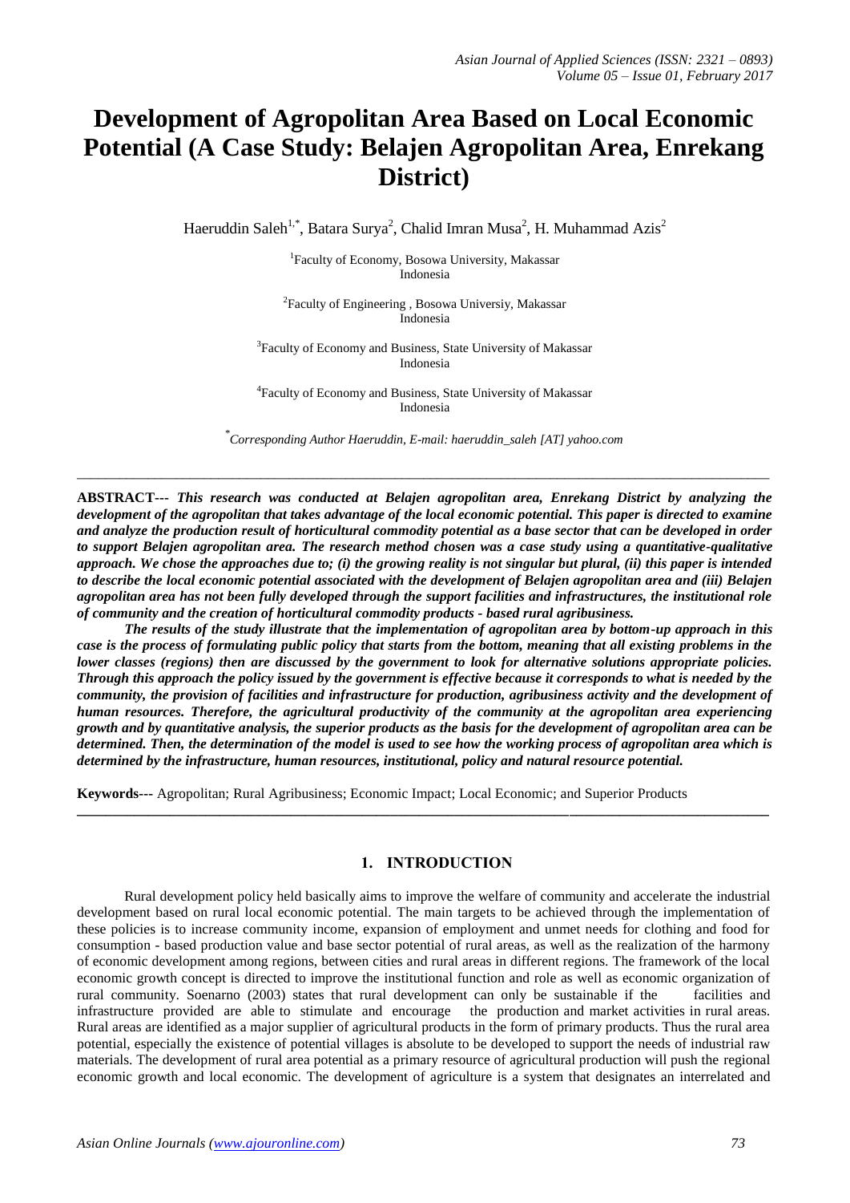# Development of Agropolitan Area Based on Local Economic Potential (A Case Study: Belajen Agropolitan Area, Enrekang District)

Haeruddin Saleh[1,*], Batara Surya[2], Chalid Imran Musa[2], H. Muhammad Azis[2]

[1]Faculty of Economy, Bosowa University, Makassar
Indonesia

[2]Faculty of Engineering , Bosowa Universiy, Makassar
Indonesia

[3]Faculty of Economy and Business, State University of Makassar
Indonesia

[4]Faculty of Economy and Business, State University of Makassar
Indonesia

[*]*Corresponding Author Haeruddin, E-mail: haeruddin_saleh [AT] yahoo.com*

---

**ABSTRACT---** ***This research was conducted at Belajen agropolitan area, Enrekang District by analyzing the development of the agropolitan that takes advantage of the local economic potential. This paper is directed to examine and analyze the production result of horticultural commodity potential as a base sector that can be developed in order to support Belajen agropolitan area. The research method chosen was a case study using a quantitative-qualitative approach. We chose the approaches due to; (i) the growing reality is not singular but plural, (ii) this paper is intended to describe the local economic potential associated with the development of Belajen agropolitan area and (iii) Belajen agropolitan area has not been fully developed through the support facilities and infrastructures, the institutional role of community and the creation of horticultural commodity products - based rural agribusiness.***

***The results of the study illustrate that the implementation of agropolitan area by bottom-up approach in this case is the process of formulating public policy that starts from the bottom, meaning that all existing problems in the lower classes (regions) then are discussed by the government to look for alternative solutions appropriate policies. Through this approach the policy issued by the government is effective because it corresponds to what is needed by the community, the provision of facilities and infrastructure for production, agribusiness activity and the development of human resources. Therefore, the agricultural productivity of the community at the agropolitan area experiencing growth and by quantitative analysis, the superior products as the basis for the development of agropolitan area can be determined. Then, the determination of the model is used to see how the working process of agropolitan area which is determined by the infrastructure, human resources, institutional, policy and natural resource potential.***

**Keywords---** Agropolitan; Rural Agribusiness; Economic Impact; Local Economic; and Superior Products

---

## 1. INTRODUCTION

Rural development policy held basically aims to improve the welfare of community and accelerate the industrial development based on rural local economic potential. The main targets to be achieved through the implementation of these policies is to increase community income, expansion of employment and unmet needs for clothing and food for consumption - based production value and base sector potential of rural areas, as well as the realization of the harmony of economic development among regions, between cities and rural areas in different regions. The framework of the local economic growth concept is directed to improve the institutional function and role as well as economic organization of rural community. Soenarno (2003) states that rural development can only be sustainable if the facilities and infrastructure provided are able to stimulate and encourage the production and market activities in rural areas. Rural areas are identified as a major supplier of agricultural products in the form of primary products. Thus the rural area potential, especially the existence of potential villages is absolute to be developed to support the needs of industrial raw materials. The development of rural area potential as a primary resource of agricultural production will push the regional economic growth and local economic. The development of agriculture is a system that designates an interrelated and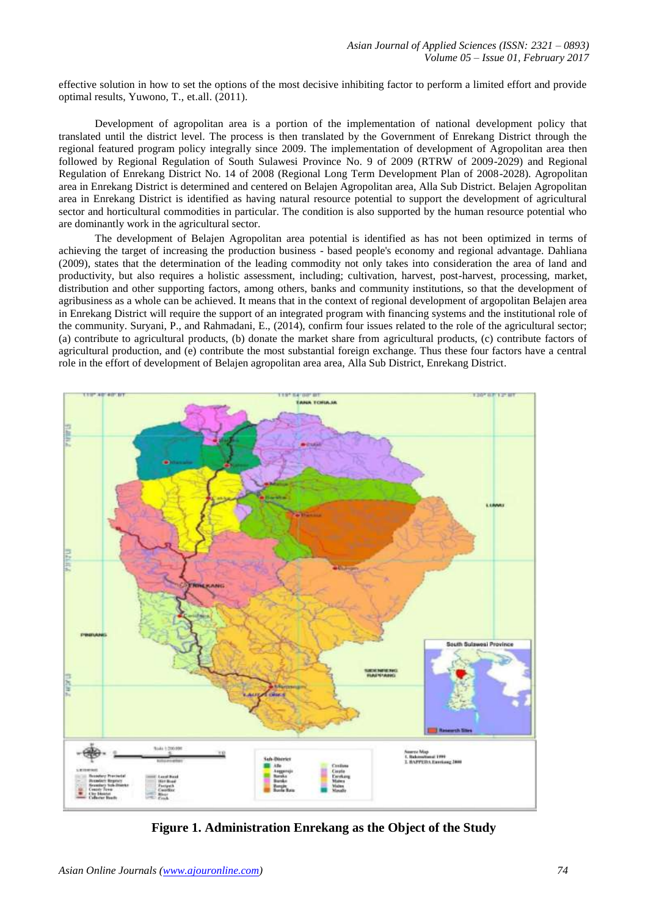effective solution in how to set the options of the most decisive inhibiting factor to perform a limited effort and provide optimal results, Yuwono, T., et.all. (2011).

Development of agropolitan area is a portion of the implementation of national development policy that translated until the district level. The process is then translated by the Government of Enrekang District through the regional featured program policy integrally since 2009. The implementation of development of Agropolitan area then followed by Regional Regulation of South Sulawesi Province No. 9 of 2009 (RTRW of 2009-2029) and Regional Regulation of Enrekang District No. 14 of 2008 (Regional Long Term Development Plan of 2008-2028). Agropolitan area in Enrekang District is determined and centered on Belajen Agropolitan area, Alla Sub District. Belajen Agropolitan area in Enrekang District is identified as having natural resource potential to support the development of agricultural sector and horticultural commodities in particular. The condition is also supported by the human resource potential who are dominantly work in the agricultural sector.

The development of Belajen Agropolitan area potential is identified as has not been optimized in terms of achieving the target of increasing the production business - based people's economy and regional advantage. Dahliana (2009), states that the determination of the leading commodity not only takes into consideration the area of land and productivity, but also requires a holistic assessment, including; cultivation, harvest, post-harvest, processing, market, distribution and other supporting factors, among others, banks and community institutions, so that the development of agribusiness as a whole can be achieved. It means that in the context of regional development of argopolitan Belajen area in Enrekang District will require the support of an integrated program with financing systems and the institutional role of the community. Suryani, P., and Rahmadani, E., (2014), confirm four issues related to the role of the agricultural sector; (a) contribute to agricultural products, (b) donate the market share from agricultural products, (c) contribute factors of agricultural production, and (e) contribute the most substantial foreign exchange. Thus these four factors have a central role in the effort of development of Belajen agropolitan area area, Alla Sub District, Enrekang District.

**Figure 1. Administration Enrekang as the Object of the Study**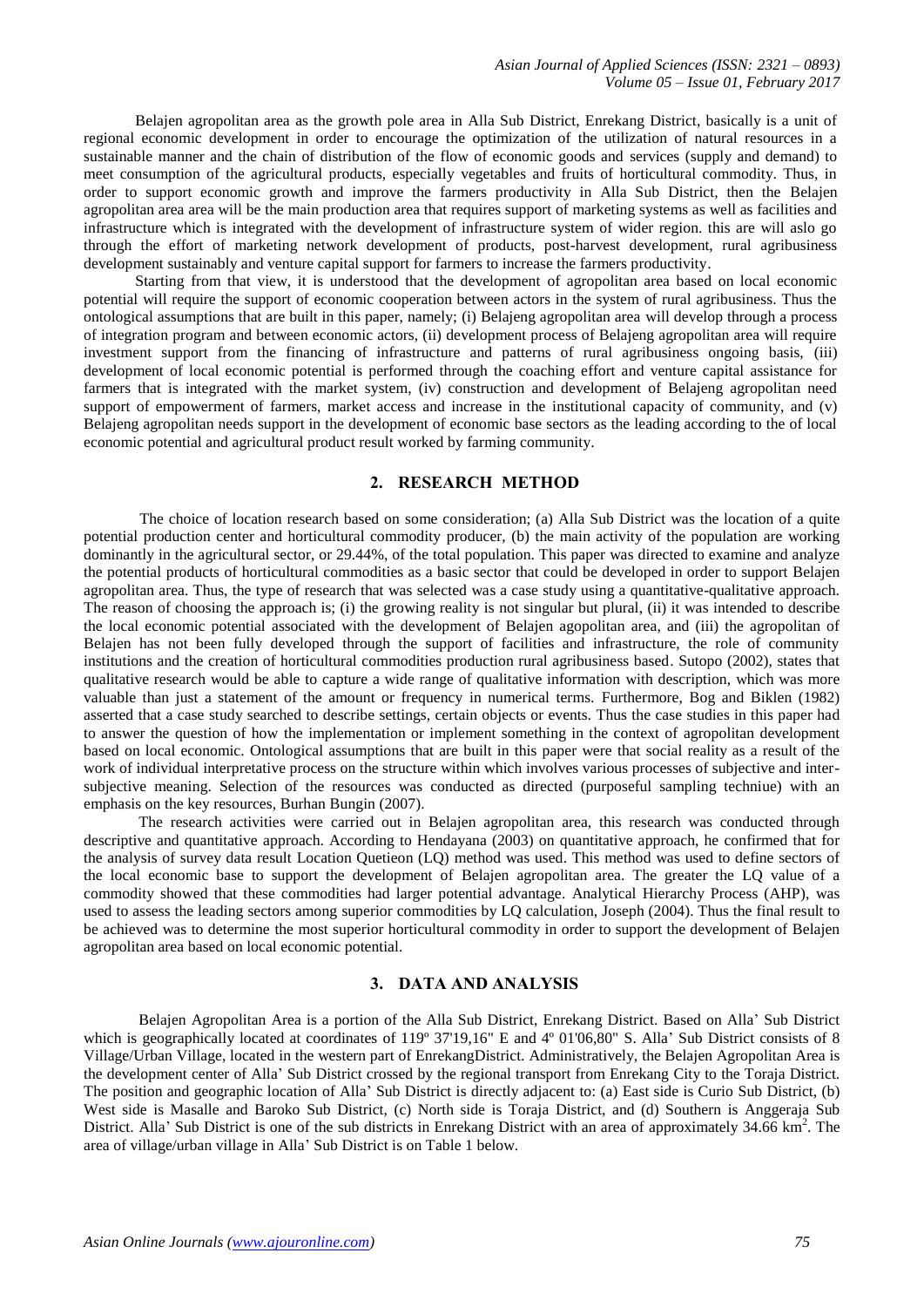Belajen agropolitan area as the growth pole area in Alla Sub District, Enrekang District, basically is a unit of regional economic development in order to encourage the optimization of the utilization of natural resources in a sustainable manner and the chain of distribution of the flow of economic goods and services (supply and demand) to meet consumption of the agricultural products, especially vegetables and fruits of horticultural commodity. Thus, in order to support economic growth and improve the farmers productivity in Alla Sub District, then the Belajen agropolitan area area will be the main production area that requires support of marketing systems as well as facilities and infrastructure which is integrated with the development of infrastructure system of wider region. this are will aslo go through the effort of marketing network development of products, post-harvest development, rural agribusiness development sustainably and venture capital support for farmers to increase the farmers productivity.

Starting from that view, it is understood that the development of agropolitan area based on local economic potential will require the support of economic cooperation between actors in the system of rural agribusiness. Thus the ontological assumptions that are built in this paper, namely; (i) Belajeng agropolitan area will develop through a process of integration program and between economic actors, (ii) development process of Belajeng agropolitan area will require investment support from the financing of infrastructure and patterns of rural agribusiness ongoing basis, (iii) development of local economic potential is performed through the coaching effort and venture capital assistance for farmers that is integrated with the market system, (iv) construction and development of Belajeng agropolitan need support of empowerment of farmers, market access and increase in the institutional capacity of community, and (v) Belajeng agropolitan needs support in the development of economic base sectors as the leading according to the of local economic potential and agricultural product result worked by farming community.

## 2. RESEARCH METHOD

The choice of location research based on some consideration; (a) Alla Sub District was the location of a quite potential production center and horticultural commodity producer, (b) the main activity of the population are working dominantly in the agricultural sector, or 29.44%, of the total population. This paper was directed to examine and analyze the potential products of horticultural commodities as a basic sector that could be developed in order to support Belajen agropolitan area. Thus, the type of research that was selected was a case study using a quantitative-qualitative approach. The reason of choosing the approach is; (i) the growing reality is not singular but plural, (ii) it was intended to describe the local economic potential associated with the development of Belajen agopolitan area, and (iii) the agropolitan of Belajen has not been fully developed through the support of facilities and infrastructure, the role of community institutions and the creation of horticultural commodities production rural agribusiness based. Sutopo (2002), states that qualitative research would be able to capture a wide range of qualitative information with description, which was more valuable than just a statement of the amount or frequency in numerical terms. Furthermore, Bog and Biklen (1982) asserted that a case study searched to describe settings, certain objects or events. Thus the case studies in this paper had to answer the question of how the implementation or implement something in the context of agropolitan development based on local economic. Ontological assumptions that are built in this paper were that social reality as a result of the work of individual interpretative process on the structure within which involves various processes of subjective and inter-subjective meaning. Selection of the resources was conducted as directed (purposeful sampling techniue) with an emphasis on the key resources, Burhan Bungin (2007).

The research activities were carried out in Belajen agropolitan area, this research was conducted through descriptive and quantitative approach. According to Hendayana (2003) on quantitative approach, he confirmed that for the analysis of survey data result Location Quetieon (LQ) method was used. This method was used to define sectors of the local economic base to support the development of Belajen agropolitan area. The greater the LQ value of a commodity showed that these commodities had larger potential advantage. Analytical Hierarchy Process (AHP), was used to assess the leading sectors among superior commodities by LQ calculation, Joseph (2004). Thus the final result to be achieved was to determine the most superior horticultural commodity in order to support the development of Belajen agropolitan area based on local economic potential.

## 3. DATA AND ANALYSIS

Belajen Agropolitan Area is a portion of the Alla Sub District, Enrekang District. Based on Alla' Sub District which is geographically located at coordinates of 119º 37'19,16" E and 4º 01'06,80" S. Alla' Sub District consists of 8 Village/Urban Village, located in the western part of EnrekangDistrict. Administratively, the Belajen Agropolitan Area is the development center of Alla' Sub District crossed by the regional transport from Enrekang City to the Toraja District. The position and geographic location of Alla' Sub District is directly adjacent to: (a) East side is Curio Sub District, (b) West side is Masalle and Baroko Sub District, (c) North side is Toraja District, and (d) Southern is Anggeraja Sub District. Alla' Sub District is one of the sub districts in Enrekang District with an area of approximately 34.66 km$^2$. The area of village/urban village in Alla' Sub District is on Table 1 below.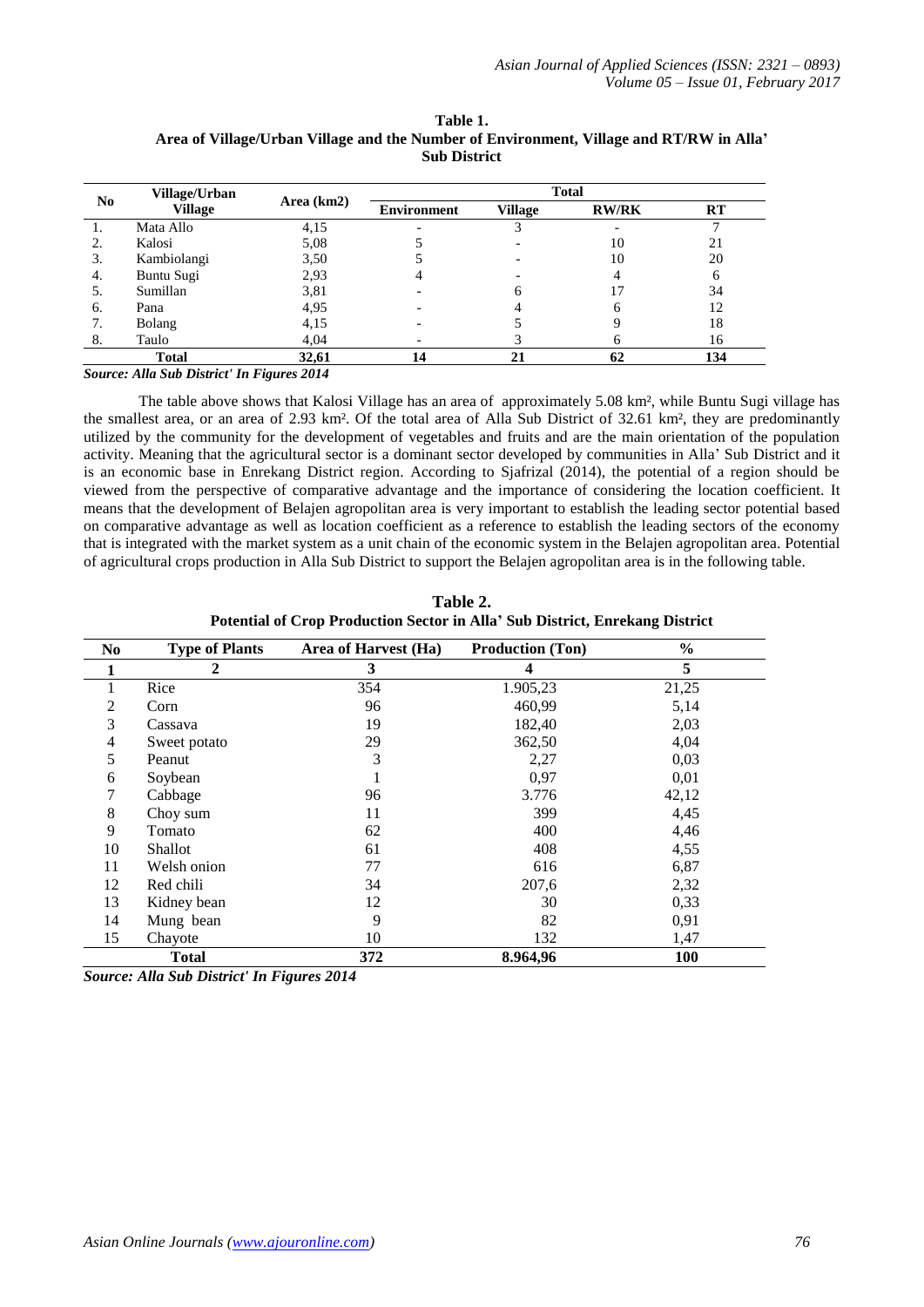**Table 1.**
**Area of Village/Urban Village and the Number of Environment, Village and RT/RW in Alla' Sub District**

| No | Village/Urban Village | Area (km2) | Total | | | |
|---|---|---|---|---|---|---|
| | | | Environment | Village | RW/RK | RT |
| 1. | Mata Allo | 4,15 | - | 3 | - | 7 |
| 2. | Kalosi | 5,08 | 5 | - | 10 | 21 |
| 3. | Kambiolangi | 3,50 | 5 | - | 10 | 20 |
| 4. | Buntu Sugi | 2,93 | 4 | - | 4 | 6 |
| 5. | Sumillan | 3,81 | - | 6 | 17 | 34 |
| 6. | Pana | 4,95 | - | 4 | 6 | 12 |
| 7. | Bolang | 4,15 | - | 5 | 9 | 18 |
| 8. | Taulo | 4,04 | - | 3 | 6 | 16 |
| | **Total** | **32,61** | **14** | **21** | **62** | **134** |

***Source: Alla Sub District' In Figures 2014***

The table above shows that Kalosi Village has an area of approximately 5.08 km², while Buntu Sugi village has the smallest area, or an area of 2.93 km². Of the total area of Alla Sub District of 32.61 km², they are predominantly utilized by the community for the development of vegetables and fruits and are the main orientation of the population activity. Meaning that the agricultural sector is a dominant sector developed by communities in Alla' Sub District and it is an economic base in Enrekang District region. According to Sjafrizal (2014), the potential of a region should be viewed from the perspective of comparative advantage and the importance of considering the location coefficient. It means that the development of Belajen agropolitan area is very important to establish the leading sector potential based on comparative advantage as well as location coefficient as a reference to establish the leading sectors of the economy that is integrated with the market system as a unit chain of the economic system in the Belajen agropolitan area. Potential of agricultural crops production in Alla Sub District to support the Belajen agropolitan area is in the following table.

**Table 2.**
**Potential of Crop Production Sector in Alla' Sub District, Enrekang District**

| No | Type of Plants | Area of Harvest (Ha) | Production (Ton) | % |
|---|---|---|---|---|
| **1** | **2** | **3** | **4** | **5** |
| 1 | Rice | 354 | 1.905,23 | 21,25 |
| 2 | Corn | 96 | 460,99 | 5,14 |
| 3 | Cassava | 19 | 182,40 | 2,03 |
| 4 | Sweet potato | 29 | 362,50 | 4,04 |
| 5 | Peanut | 3 | 2,27 | 0,03 |
| 6 | Soybean | 1 | 0,97 | 0,01 |
| 7 | Cabbage | 96 | 3.776 | 42,12 |
| 8 | Choy sum | 11 | 399 | 4,45 |
| 9 | Tomato | 62 | 400 | 4,46 |
| 10 | Shallot | 61 | 408 | 4,55 |
| 11 | Welsh onion | 77 | 616 | 6,87 |
| 12 | Red chili | 34 | 207,6 | 2,32 |
| 13 | Kidney bean | 12 | 30 | 0,33 |
| 14 | Mung bean | 9 | 82 | 0,91 |
| 15 | Chayote | 10 | 132 | 1,47 |
| | **Total** | **372** | **8.964,96** | **100** |

***Source: Alla Sub District' In Figures 2014***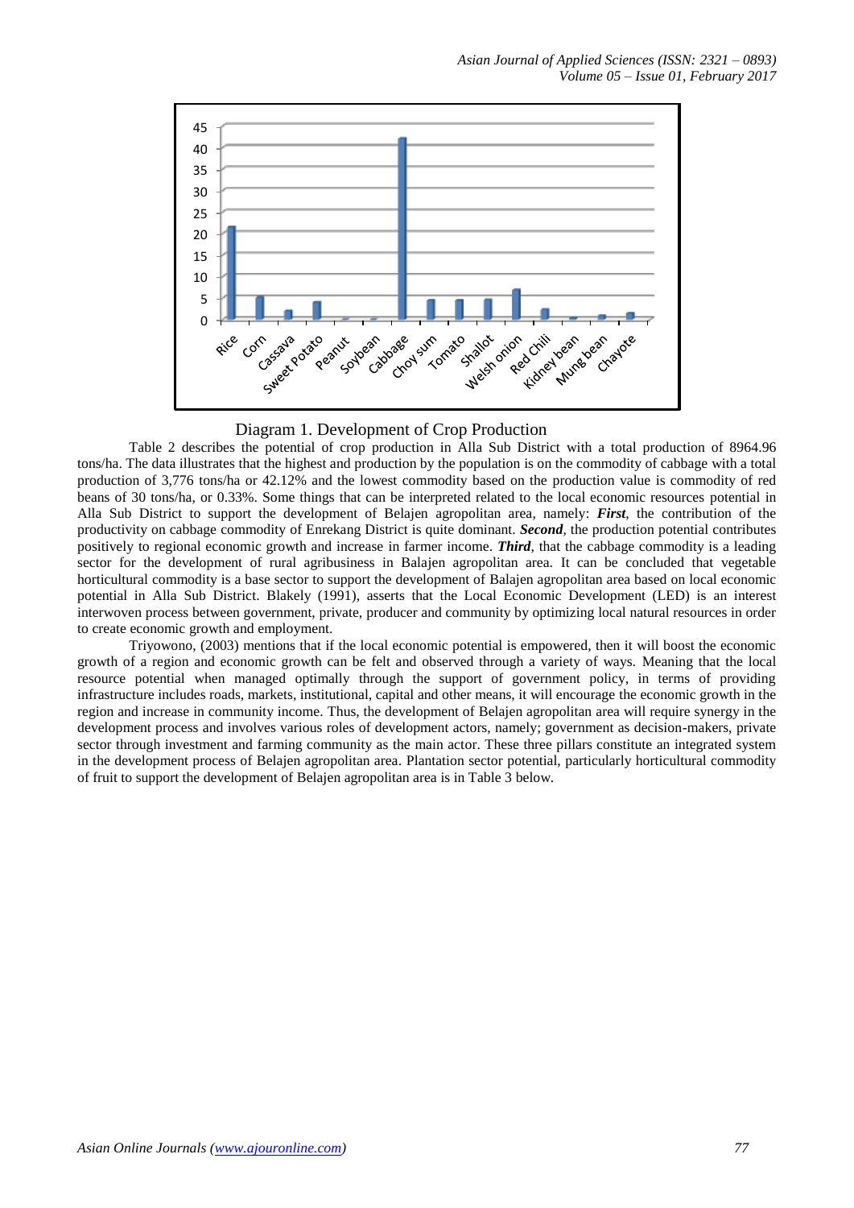Diagram 1. Development of Crop Production

Table 2 describes the potential of crop production in Alla Sub District with a total production of 8964.96 tons/ha. The data illustrates that the highest and production by the population is on the commodity of cabbage with a total production of 3,776 tons/ha or 42.12% and the lowest commodity based on the production value is commodity of red beans of 30 tons/ha, or 0.33%. Some things that can be interpreted related to the local economic resources potential in Alla Sub District to support the development of Belajen agropolitan area, namely: ***First***, the contribution of the productivity on cabbage commodity of Enrekang District is quite dominant. ***Second***, the production potential contributes positively to regional economic growth and increase in farmer income. ***Third***, that the cabbage commodity is a leading sector for the development of rural agribusiness in Balajen agropolitan area. It can be concluded that vegetable horticultural commodity is a base sector to support the development of Balajen agropolitan area based on local economic potential in Alla Sub District. Blakely (1991), asserts that the Local Economic Development (LED) is an interest interwoven process between government, private, producer and community by optimizing local natural resources in order to create economic growth and employment.

Triyowono, (2003) mentions that if the local economic potential is empowered, then it will boost the economic growth of a region and economic growth can be felt and observed through a variety of ways. Meaning that the local resource potential when managed optimally through the support of government policy, in terms of providing infrastructure includes roads, markets, institutional, capital and other means, it will encourage the economic growth in the region and increase in community income. Thus, the development of Belajen agropolitan area will require synergy in the development process and involves various roles of development actors, namely; government as decision-makers, private sector through investment and farming community as the main actor. These three pillars constitute an integrated system in the development process of Belajen agropolitan area. Plantation sector potential, particularly horticultural commodity of fruit to support the development of Belajen agropolitan area is in Table 3 below.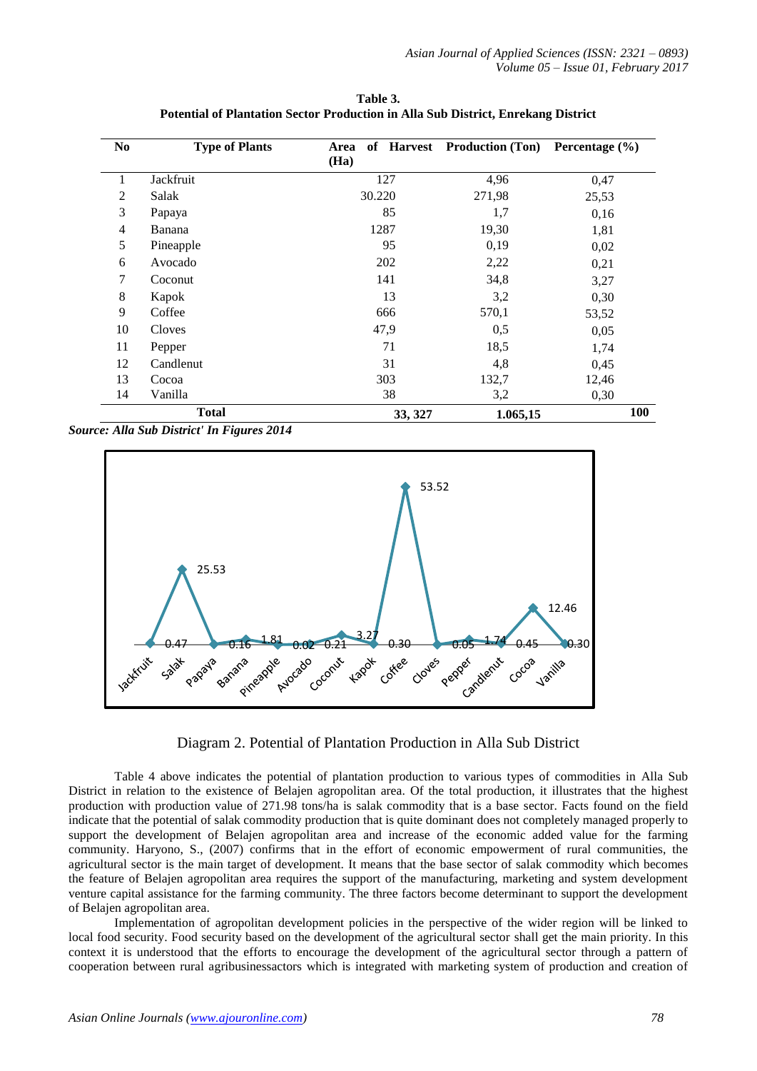**Table 3.**
**Potential of Plantation Sector Production in Alla Sub District, Enrekang District**

| No | Type of Plants | Area of Harvest (Ha) | Production (Ton) | Percentage (%) |
|---|---|---|---|---|
| 1 | Jackfruit | 127 | 4,96 | 0,47 |
| 2 | Salak | 30.220 | 271,98 | 25,53 |
| 3 | Papaya | 85 | 1,7 | 0,16 |
| 4 | Banana | 1287 | 19,30 | 1,81 |
| 5 | Pineapple | 95 | 0,19 | 0,02 |
| 6 | Avocado | 202 | 2,22 | 0,21 |
| 7 | Coconut | 141 | 34,8 | 3,27 |
| 8 | Kapok | 13 | 3,2 | 0,30 |
| 9 | Coffee | 666 | 570,1 | 53,52 |
| 10 | Cloves | 47,9 | 0,5 | 0,05 |
| 11 | Pepper | 71 | 18,5 | 1,74 |
| 12 | Candlenut | 31 | 4,8 | 0,45 |
| 13 | Cocoa | 303 | 132,7 | 12,46 |
| 14 | Vanilla | 38 | 3,2 | 0,30 |
| | **Total** | **33, 327** | **1.065,15** | **100** |

***Source: Alla Sub District' In Figures 2014***

Diagram 2. Potential of Plantation Production in Alla Sub District

Table 4 above indicates the potential of plantation production to various types of commodities in Alla Sub District in relation to the existence of Belajen agropolitan area. Of the total production, it illustrates that the highest production with production value of 271.98 tons/ha is salak commodity that is a base sector. Facts found on the field indicate that the potential of salak commodity production that is quite dominant does not completely managed properly to support the development of Belajen agropolitan area and increase of the economic added value for the farming community. Haryono, S., (2007) confirms that in the effort of economic empowerment of rural communities, the agricultural sector is the main target of development. It means that the base sector of salak commodity which becomes the feature of Belajen agropolitan area requires the support of the manufacturing, marketing and system development venture capital assistance for the farming community. The three factors become determinant to support the development of Belajen agropolitan area.

Implementation of agropolitan development policies in the perspective of the wider region will be linked to local food security. Food security based on the development of the agricultural sector shall get the main priority. In this context it is understood that the efforts to encourage the development of the agricultural sector through a pattern of cooperation between rural agribusinessactors which is integrated with marketing system of production and creation of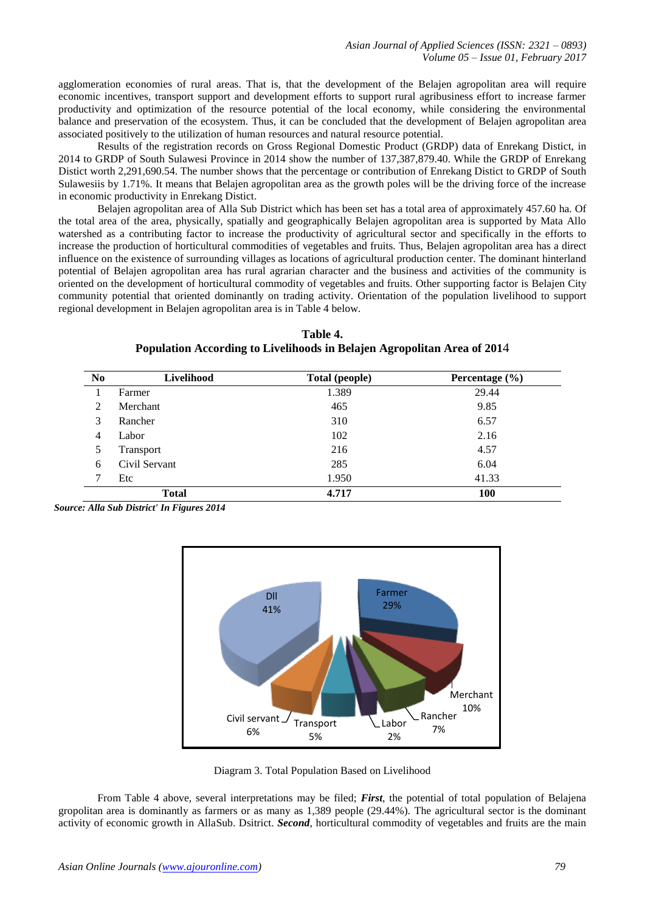agglomeration economies of rural areas. That is, that the development of the Belajen agropolitan area will require economic incentives, transport support and development efforts to support rural agribusiness effort to increase farmer productivity and optimization of the resource potential of the local economy, while considering the environmental balance and preservation of the ecosystem. Thus, it can be concluded that the development of Belajen agropolitan area associated positively to the utilization of human resources and natural resource potential.

Results of the registration records on Gross Regional Domestic Product (GRDP) data of Enrekang Distict, in 2014 to GRDP of South Sulawesi Province in 2014 show the number of 137,387,879.40. While the GRDP of Enrekang Distict worth 2,291,690.54. The number shows that the percentage or contribution of Enrekang Distict to GRDP of South Sulawesiis by 1.71%. It means that Belajen agropolitan area as the growth poles will be the driving force of the increase in economic productivity in Enrekang Distict.

Belajen agropolitan area of Alla Sub District which has been set has a total area of approximately 457.60 ha. Of the total area of the area, physically, spatially and geographically Belajen agropolitan area is supported by Mata Allo watershed as a contributing factor to increase the productivity of agricultural sector and specifically in the efforts to increase the production of horticultural commodities of vegetables and fruits. Thus, Belajen agropolitan area has a direct influence on the existence of surrounding villages as locations of agricultural production center. The dominant hinterland potential of Belajen agropolitan area has rural agrarian character and the business and activities of the community is oriented on the development of horticultural commodity of vegetables and fruits. Other supporting factor is Belajen City community potential that oriented dominantly on trading activity. Orientation of the population livelihood to support regional development in Belajen agropolitan area is in Table 4 below.

**Table 4.**
**Population According to Livelihoods in Belajen Agropolitan Area of 2014**

| No | Livelihood | Total (people) | Percentage (%) |
|---|---|---|---|
| 1 | Farmer | 1.389 | 29.44 |
| 2 | Merchant | 465 | 9.85 |
| 3 | Rancher | 310 | 6.57 |
| 4 | Labor | 102 | 2.16 |
| 5 | Transport | 216 | 4.57 |
| 6 | Civil Servant | 285 | 6.04 |
| 7 | Etc | 1.950 | 41.33 |
| | **Total** | **4.717** | **100** |

***Source: Alla Sub District' In Figures 2014***

Diagram 3. Total Population Based on Livelihood

From Table 4 above, several interpretations may be filed; ***First***, the potential of total population of Belajena gropolitan area is dominantly as farmers or as many as 1,389 people (29.44%). The agricultural sector is the dominant activity of economic growth in AllaSub. Dsitrict. ***Second***, horticultural commodity of vegetables and fruits are the main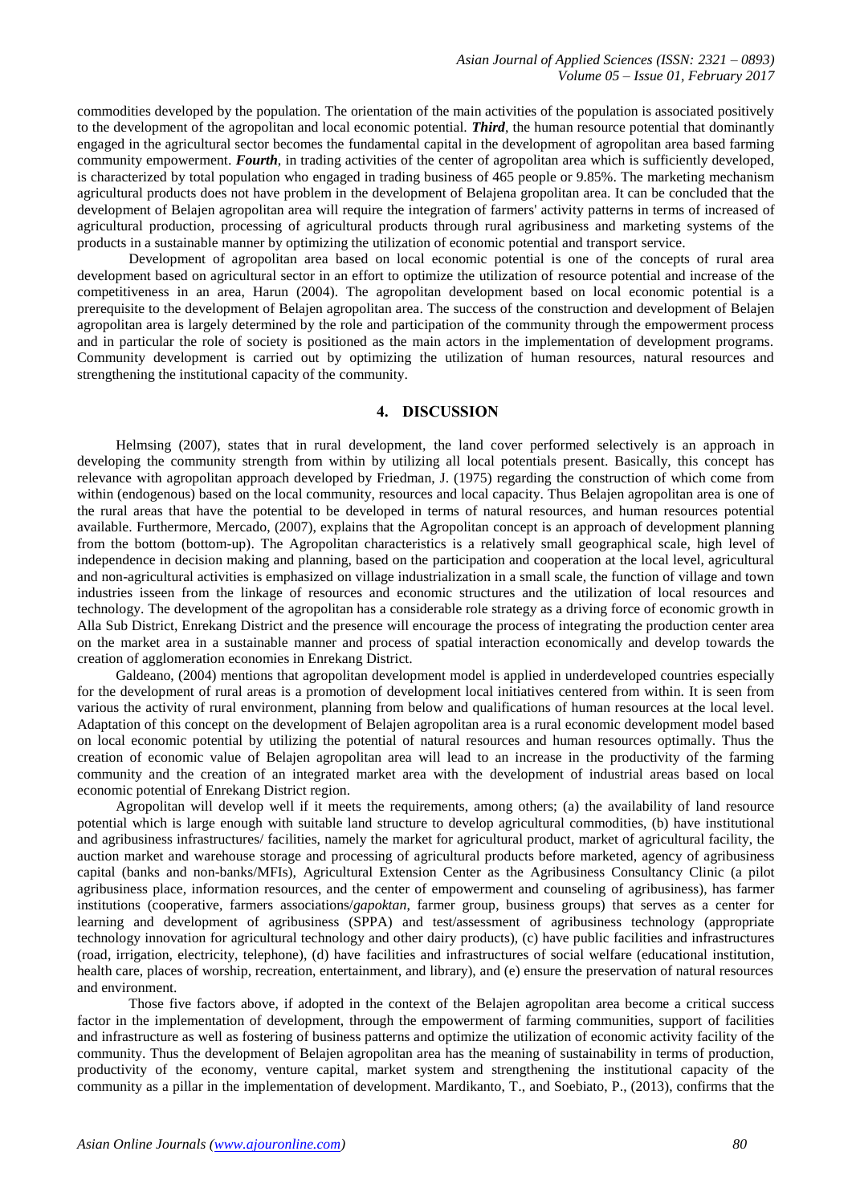commodities developed by the population. The orientation of the main activities of the population is associated positively to the development of the agropolitan and local economic potential. ***Third***, the human resource potential that dominantly engaged in the agricultural sector becomes the fundamental capital in the development of agropolitan area based farming community empowerment. ***Fourth***, in trading activities of the center of agropolitan area which is sufficiently developed, is characterized by total population who engaged in trading business of 465 people or 9.85%. The marketing mechanism agricultural products does not have problem in the development of Belajena gropolitan area. It can be concluded that the development of Belajen agropolitan area will require the integration of farmers' activity patterns in terms of increased of agricultural production, processing of agricultural products through rural agribusiness and marketing systems of the products in a sustainable manner by optimizing the utilization of economic potential and transport service.

Development of agropolitan area based on local economic potential is one of the concepts of rural area development based on agricultural sector in an effort to optimize the utilization of resource potential and increase of the competitiveness in an area, Harun (2004). The agropolitan development based on local economic potential is a prerequisite to the development of Belajen agropolitan area. The success of the construction and development of Belajen agropolitan area is largely determined by the role and participation of the community through the empowerment process and in particular the role of society is positioned as the main actors in the implementation of development programs. Community development is carried out by optimizing the utilization of human resources, natural resources and strengthening the institutional capacity of the community.

## 4. DISCUSSION

Helmsing (2007), states that in rural development, the land cover performed selectively is an approach in developing the community strength from within by utilizing all local potentials present. Basically, this concept has relevance with agropolitan approach developed by Friedman, J. (1975) regarding the construction of which come from within (endogenous) based on the local community, resources and local capacity. Thus Belajen agropolitan area is one of the rural areas that have the potential to be developed in terms of natural resources, and human resources potential available. Furthermore, Mercado, (2007), explains that the Agropolitan concept is an approach of development planning from the bottom (bottom-up). The Agropolitan characteristics is a relatively small geographical scale, high level of independence in decision making and planning, based on the participation and cooperation at the local level, agricultural and non-agricultural activities is emphasized on village industrialization in a small scale, the function of village and town industries isseen from the linkage of resources and economic structures and the utilization of local resources and technology. The development of the agropolitan has a considerable role strategy as a driving force of economic growth in Alla Sub District, Enrekang District and the presence will encourage the process of integrating the production center area on the market area in a sustainable manner and process of spatial interaction economically and develop towards the creation of agglomeration economies in Enrekang District.

Galdeano, (2004) mentions that agropolitan development model is applied in underdeveloped countries especially for the development of rural areas is a promotion of development local initiatives centered from within. It is seen from various the activity of rural environment, planning from below and qualifications of human resources at the local level. Adaptation of this concept on the development of Belajen agropolitan area is a rural economic development model based on local economic potential by utilizing the potential of natural resources and human resources optimally. Thus the creation of economic value of Belajen agropolitan area will lead to an increase in the productivity of the farming community and the creation of an integrated market area with the development of industrial areas based on local economic potential of Enrekang District region.

Agropolitan will develop well if it meets the requirements, among others; (a) the availability of land resource potential which is large enough with suitable land structure to develop agricultural commodities, (b) have institutional and agribusiness infrastructures/ facilities, namely the market for agricultural product, market of agricultural facility, the auction market and warehouse storage and processing of agricultural products before marketed, agency of agribusiness capital (banks and non-banks/MFIs), Agricultural Extension Center as the Agribusiness Consultancy Clinic (a pilot agribusiness place, information resources, and the center of empowerment and counseling of agribusiness), has farmer institutions (cooperative, farmers associations/*gapoktan*, farmer group, business groups) that serves as a center for learning and development of agribusiness (SPPA) and test/assessment of agribusiness technology (appropriate technology innovation for agricultural technology and other dairy products), (c) have public facilities and infrastructures (road, irrigation, electricity, telephone), (d) have facilities and infrastructures of social welfare (educational institution, health care, places of worship, recreation, entertainment, and library), and (e) ensure the preservation of natural resources and environment.

Those five factors above, if adopted in the context of the Belajen agropolitan area become a critical success factor in the implementation of development, through the empowerment of farming communities, support of facilities and infrastructure as well as fostering of business patterns and optimize the utilization of economic activity facility of the community. Thus the development of Belajen agropolitan area has the meaning of sustainability in terms of production, productivity of the economy, venture capital, market system and strengthening the institutional capacity of the community as a pillar in the implementation of development. Mardikanto, T., and Soebiato, P., (2013), confirms that the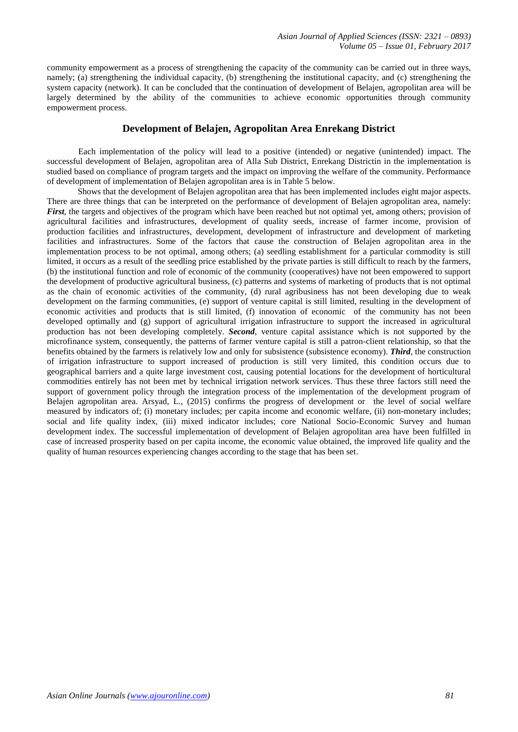community empowerment as a process of strengthening the capacity of the community can be carried out in three ways, namely; (a) strengthening the individual capacity, (b) strengthening the institutional capacity, and (c) strengthening the system capacity (network). It can be concluded that the continuation of development of Belajen, agropolitan area will be largely determined by the ability of the communities to achieve economic opportunities through community empowerment process.

## Development of Belajen, Agropolitan Area Enrekang District

Each implementation of the policy will lead to a positive (intended) or negative (unintended) impact. The successful development of Belajen, agropolitan area of Alla Sub District, Enrekang Districtin in the implementation is studied based on compliance of program targets and the impact on improving the welfare of the community. Performance of development of implementation of Belajen agropolitan area is in Table 5 below.

Shows that the development of Belajen agropolitan area that has been implemented includes eight major aspects. There are three things that can be interpreted on the performance of development of Belajen agropolitan area, namely: ***First***, the targets and objectives of the program which have been reached but not optimal yet, among others; provision of agricultural facilities and infrastructures, development of quality seeds, increase of farmer income, provision of production facilities and infrastructures, development, development of infrastructure and development of marketing facilities and infrastructures. Some of the factors that cause the construction of Belajen agropolitan area in the implementation process to be not optimal, among others; (a) seedling establishment for a particular commodity is still limited, it occurs as a result of the seedling price established by the private parties is still difficult to reach by the farmers, (b) the institutional function and role of economic of the community (cooperatives) have not been empowered to support the development of productive agricultural business, (c) patterns and systems of marketing of products that is not optimal as the chain of economic activities of the community, (d) rural agribusiness has not been developing due to weak development on the farming communities, (e) support of venture capital is still limited, resulting in the development of economic activities and products that is still limited, (f) innovation of economic of the community has not been developed optimally and (g) support of agricultural irrigation infrastructure to support the increased in agricultural production has not been developing completely. ***Second***, venture capital assistance which is not supported by the microfinance system, consequently, the patterns of farmer venture capital is still a patron-client relationship, so that the benefits obtained by the farmers is relatively low and only for subsistence (subsistence economy). ***Third***, the construction of irrigation infrastructure to support increased of production is still very limited, this condition occurs due to geographical barriers and a quite large investment cost, causing potential locations for the development of horticultural commodities entirely has not been met by technical irrigation network services. Thus these three factors still need the support of government policy through the integration process of the implementation of the development program of Belajen agropolitan area. Arsyad, L., (2015) confirms the progress of development or the level of social welfare measured by indicators of; (i) monetary includes; per capita income and economic welfare, (ii) non-monetary includes; social and life quality index, (iii) mixed indicator includes; core National Socio-Economic Survey and human development index. The successful implementation of development of Belajen agropolitan area have been fulfilled in case of increased prosperity based on per capita income, the economic value obtained, the improved life quality and the quality of human resources experiencing changes according to the stage that has been set.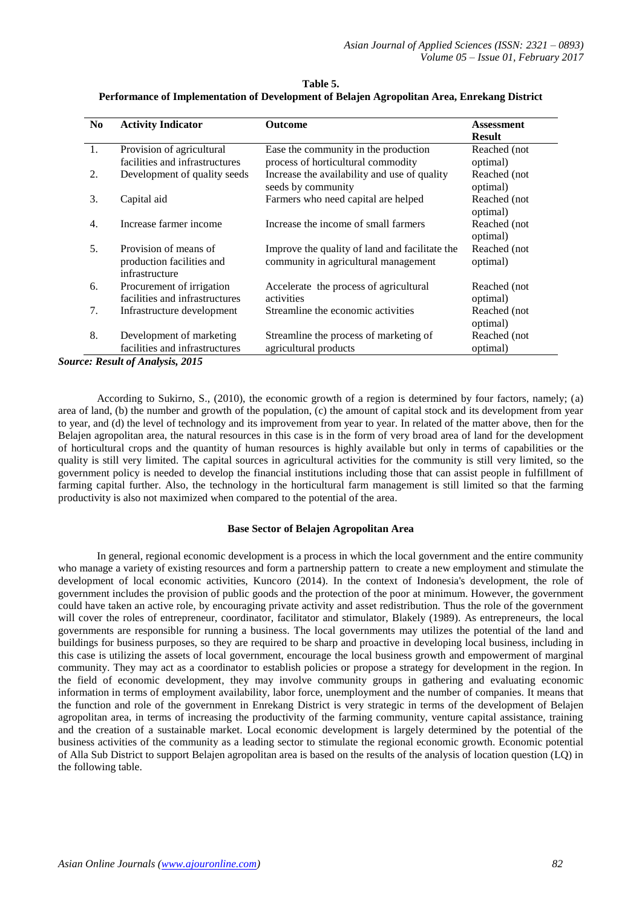**Table 5.**
**Performance of Implementation of Development of Belajen Agropolitan Area, Enrekang District**

| No | Activity Indicator | Outcome | Assessment Result |
|---|---|---|---|
| 1. | Provision of agricultural facilities and infrastructures | Ease the community in the production process of horticultural commodity | Reached (not optimal) |
| 2. | Development of quality seeds | Increase the availability and use of quality seeds by community | Reached (not optimal) |
| 3. | Capital aid | Farmers who need capital are helped | Reached (not optimal) |
| 4. | Increase farmer income | Increase the income of small farmers | Reached (not optimal) |
| 5. | Provision of means of production facilities and infrastructure | Improve the quality of land and facilitate the community in agricultural management | Reached (not optimal) |
| 6. | Procurement of irrigation facilities and infrastructures | Accelerate the process of agricultural activities | Reached (not optimal) |
| 7. | Infrastructure development | Streamline the economic activities | Reached (not optimal) |
| 8. | Development of marketing facilities and infrastructures | Streamline the process of marketing of agricultural products | Reached (not optimal) |

***Source: Result of Analysis, 2015***

According to Sukirno, S., (2010), the economic growth of a region is determined by four factors, namely; (a) area of land, (b) the number and growth of the population, (c) the amount of capital stock and its development from year to year, and (d) the level of technology and its improvement from year to year. In related of the matter above, then for the Belajen agropolitan area, the natural resources in this case is in the form of very broad area of land for the development of horticultural crops and the quantity of human resources is highly available but only in terms of capabilities or the quality is still very limited. The capital sources in agricultural activities for the community is still very limited, so the government policy is needed to develop the financial institutions including those that can assist people in fulfillment of farming capital further. Also, the technology in the horticultural farm management is still limited so that the farming productivity is also not maximized when compared to the potential of the area.

### Base Sector of Belajen Agropolitan Area

In general, regional economic development is a process in which the local government and the entire community who manage a variety of existing resources and form a partnership pattern to create a new employment and stimulate the development of local economic activities, Kuncoro (2014). In the context of Indonesia's development, the role of government includes the provision of public goods and the protection of the poor at minimum. However, the government could have taken an active role, by encouraging private activity and asset redistribution. Thus the role of the government will cover the roles of entrepreneur, coordinator, facilitator and stimulator, Blakely (1989). As entrepreneurs, the local governments are responsible for running a business. The local governments may utilizes the potential of the land and buildings for business purposes, so they are required to be sharp and proactive in developing local business, including in this case is utilizing the assets of local government, encourage the local business growth and empowerment of marginal community. They may act as a coordinator to establish policies or propose a strategy for development in the region. In the field of economic development, they may involve community groups in gathering and evaluating economic information in terms of employment availability, labor force, unemployment and the number of companies. It means that the function and role of the government in Enrekang District is very strategic in terms of the development of Belajen agropolitan area, in terms of increasing the productivity of the farming community, venture capital assistance, training and the creation of a sustainable market. Local economic development is largely determined by the potential of the business activities of the community as a leading sector to stimulate the regional economic growth. Economic potential of Alla Sub District to support Belajen agropolitan area is based on the results of the analysis of location question (LQ) in the following table.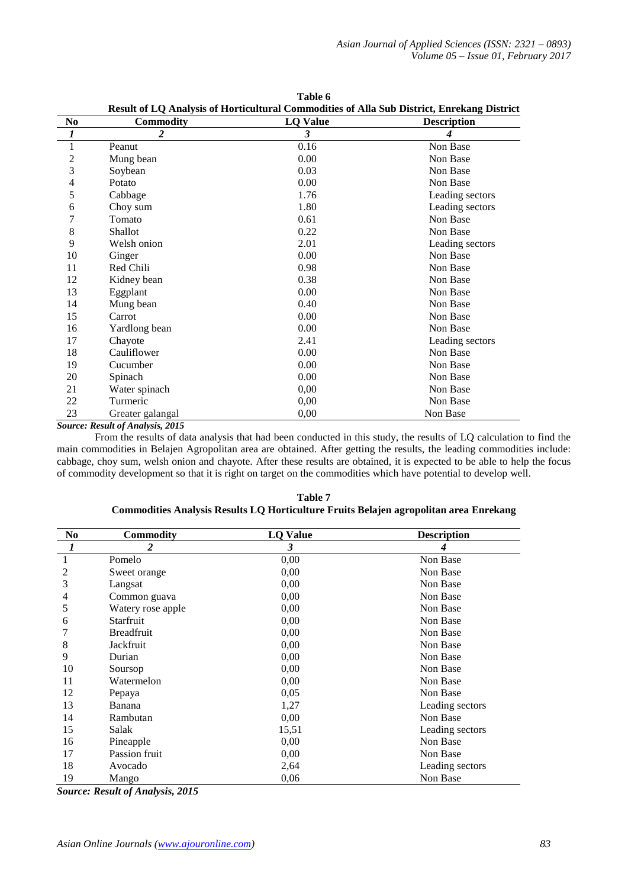**Table 6**

**Result of LQ Analysis of Horticultural Commodities of Alla Sub District, Enrekang District**

| No | Commodity | LQ Value | Description |
|---|---|---|---|
| *1* | *2* | *3* | *4* |
| 1 | Peanut | 0.16 | Non Base |
| 2 | Mung bean | 0.00 | Non Base |
| 3 | Soybean | 0.03 | Non Base |
| 4 | Potato | 0.00 | Non Base |
| 5 | Cabbage | 1.76 | Leading sectors |
| 6 | Choy sum | 1.80 | Leading sectors |
| 7 | Tomato | 0.61 | Non Base |
| 8 | Shallot | 0.22 | Non Base |
| 9 | Welsh onion | 2.01 | Leading sectors |
| 10 | Ginger | 0.00 | Non Base |
| 11 | Red Chili | 0.98 | Non Base |
| 12 | Kidney bean | 0.38 | Non Base |
| 13 | Eggplant | 0.00 | Non Base |
| 14 | Mung bean | 0.40 | Non Base |
| 15 | Carrot | 0.00 | Non Base |
| 16 | Yardlong bean | 0.00 | Non Base |
| 17 | Chayote | 2.41 | Leading sectors |
| 18 | Cauliflower | 0.00 | Non Base |
| 19 | Cucumber | 0.00 | Non Base |
| 20 | Spinach | 0.00 | Non Base |
| 21 | Water spinach | 0,00 | Non Base |
| 22 | Turmeric | 0,00 | Non Base |
| 23 | Greater galangal | 0,00 | Non Base |

***Source: Result of Analysis, 2015***

From the results of data analysis that had been conducted in this study, the results of LQ calculation to find the main commodities in Belajen Agropolitan area are obtained. After getting the results, the leading commodities include: cabbage, choy sum, welsh onion and chayote. After these results are obtained, it is expected to be able to help the focus of commodity development so that it is right on target on the commodities which have potential to develop well.

**Table 7**

**Commodities Analysis Results LQ Horticulture Fruits Belajen agropolitan area Enrekang**

| No | Commodity | LQ Value | Description |
|---|---|---|---|
| *1* | *2* | *3* | *4* |
| 1 | Pomelo | 0,00 | Non Base |
| 2 | Sweet orange | 0,00 | Non Base |
| 3 | Langsat | 0,00 | Non Base |
| 4 | Common guava | 0,00 | Non Base |
| 5 | Watery rose apple | 0,00 | Non Base |
| 6 | Starfruit | 0,00 | Non Base |
| 7 | Breadfruit | 0,00 | Non Base |
| 8 | Jackfruit | 0,00 | Non Base |
| 9 | Durian | 0,00 | Non Base |
| 10 | Soursop | 0,00 | Non Base |
| 11 | Watermelon | 0,00 | Non Base |
| 12 | Pepaya | 0,05 | Non Base |
| 13 | Banana | 1,27 | Leading sectors |
| 14 | Rambutan | 0,00 | Non Base |
| 15 | Salak | 15,51 | Leading sectors |
| 16 | Pineapple | 0,00 | Non Base |
| 17 | Passion fruit | 0,00 | Non Base |
| 18 | Avocado | 2,64 | Leading sectors |
| 19 | Mango | 0,06 | Non Base |

***Source: Result of Analysis, 2015***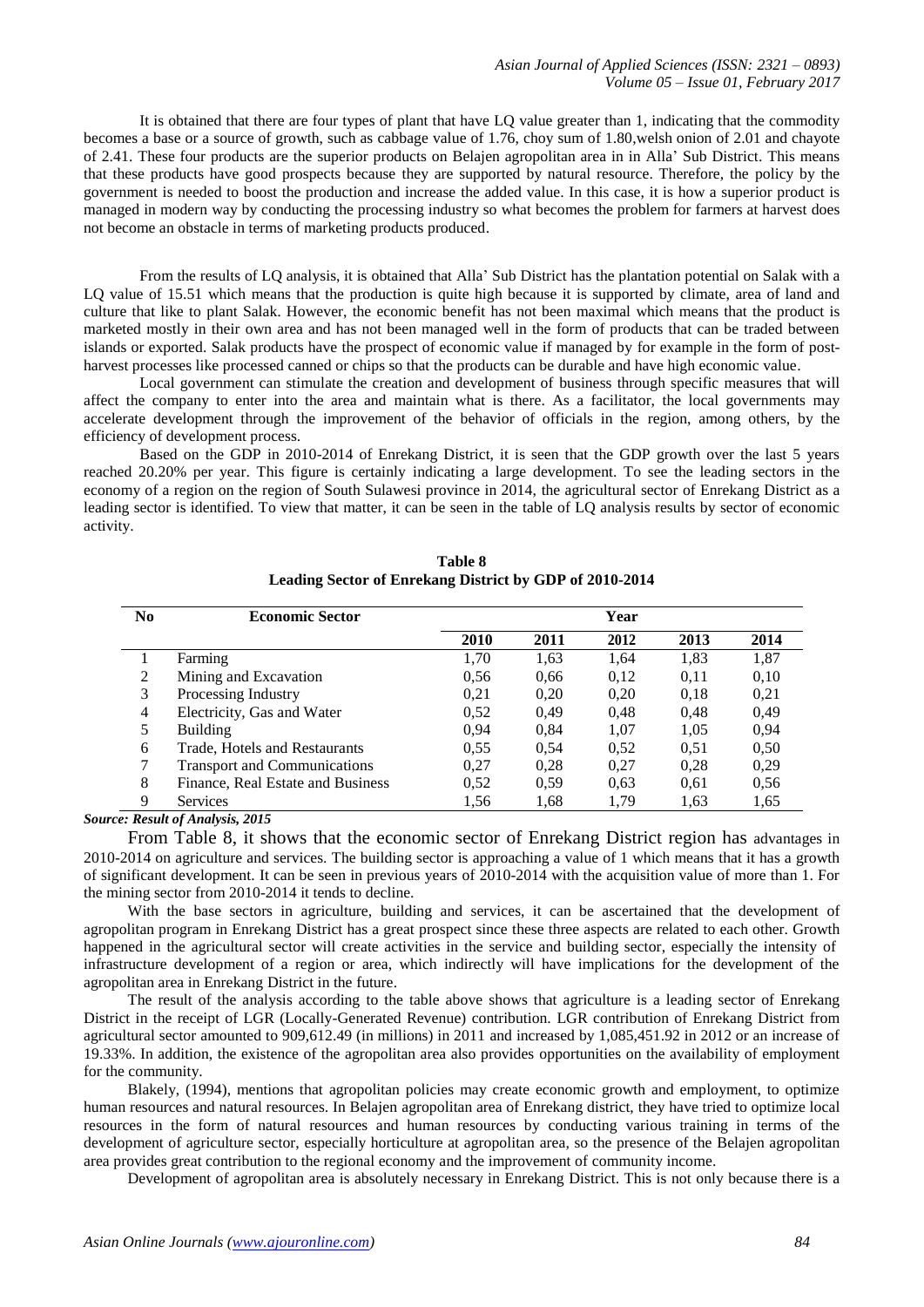It is obtained that there are four types of plant that have LQ value greater than 1, indicating that the commodity becomes a base or a source of growth, such as cabbage value of 1.76, choy sum of 1.80,welsh onion of 2.01 and chayote of 2.41. These four products are the superior products on Belajen agropolitan area in in Alla' Sub District. This means that these products have good prospects because they are supported by natural resource. Therefore, the policy by the government is needed to boost the production and increase the added value. In this case, it is how a superior product is managed in modern way by conducting the processing industry so what becomes the problem for farmers at harvest does not become an obstacle in terms of marketing products produced.

From the results of LQ analysis, it is obtained that Alla' Sub District has the plantation potential on Salak with a LQ value of 15.51 which means that the production is quite high because it is supported by climate, area of land and culture that like to plant Salak. However, the economic benefit has not been maximal which means that the product is marketed mostly in their own area and has not been managed well in the form of products that can be traded between islands or exported. Salak products have the prospect of economic value if managed by for example in the form of post-harvest processes like processed canned or chips so that the products can be durable and have high economic value.

Local government can stimulate the creation and development of business through specific measures that will affect the company to enter into the area and maintain what is there. As a facilitator, the local governments may accelerate development through the improvement of the behavior of officials in the region, among others, by the efficiency of development process.

Based on the GDP in 2010-2014 of Enrekang District, it is seen that the GDP growth over the last 5 years reached 20.20% per year. This figure is certainly indicating a large development. To see the leading sectors in the economy of a region on the region of South Sulawesi province in 2014, the agricultural sector of Enrekang District as a leading sector is identified. To view that matter, it can be seen in the table of LQ analysis results by sector of economic activity.

**Table 8**
**Leading Sector of Enrekang District by GDP of 2010-2014**

| No | Economic Sector | Year | | | | |
|---|---|---|---|---|---|---|
| | | 2010 | 2011 | 2012 | 2013 | 2014 |
| 1 | Farming | 1,70 | 1,63 | 1,64 | 1,83 | 1,87 |
| 2 | Mining and Excavation | 0,56 | 0,66 | 0,12 | 0,11 | 0,10 |
| 3 | Processing Industry | 0,21 | 0,20 | 0,20 | 0,18 | 0,21 |
| 4 | Electricity, Gas and Water | 0,52 | 0,49 | 0,48 | 0,48 | 0,49 |
| 5 | Building | 0,94 | 0,84 | 1,07 | 1,05 | 0,94 |
| 6 | Trade, Hotels and Restaurants | 0,55 | 0,54 | 0,52 | 0,51 | 0,50 |
| 7 | Transport and Communications | 0,27 | 0,28 | 0,27 | 0,28 | 0,29 |
| 8 | Finance, Real Estate and Business | 0,52 | 0,59 | 0,63 | 0,61 | 0,56 |
| 9 | Services | 1,56 | 1,68 | 1,79 | 1,63 | 1,65 |

***Source: Result of Analysis, 2015***

From Table 8, it shows that the economic sector of Enrekang District region has advantages in 2010-2014 on agriculture and services. The building sector is approaching a value of 1 which means that it has a growth of significant development. It can be seen in previous years of 2010-2014 with the acquisition value of more than 1. For the mining sector from 2010-2014 it tends to decline.

With the base sectors in agriculture, building and services, it can be ascertained that the development of agropolitan program in Enrekang District has a great prospect since these three aspects are related to each other. Growth happened in the agricultural sector will create activities in the service and building sector, especially the intensity of infrastructure development of a region or area, which indirectly will have implications for the development of the agropolitan area in Enrekang District in the future.

The result of the analysis according to the table above shows that agriculture is a leading sector of Enrekang District in the receipt of LGR (Locally-Generated Revenue) contribution. LGR contribution of Enrekang District from agricultural sector amounted to 909,612.49 (in millions) in 2011 and increased by 1,085,451.92 in 2012 or an increase of 19.33%. In addition, the existence of the agropolitan area also provides opportunities on the availability of employment for the community.

Blakely, (1994), mentions that agropolitan policies may create economic growth and employment, to optimize human resources and natural resources. In Belajen agropolitan area of Enrekang district, they have tried to optimize local resources in the form of natural resources and human resources by conducting various training in terms of the development of agriculture sector, especially horticulture at agropolitan area, so the presence of the Belajen agropolitan area provides great contribution to the regional economy and the improvement of community income.

Development of agropolitan area is absolutely necessary in Enrekang District. This is not only because there is a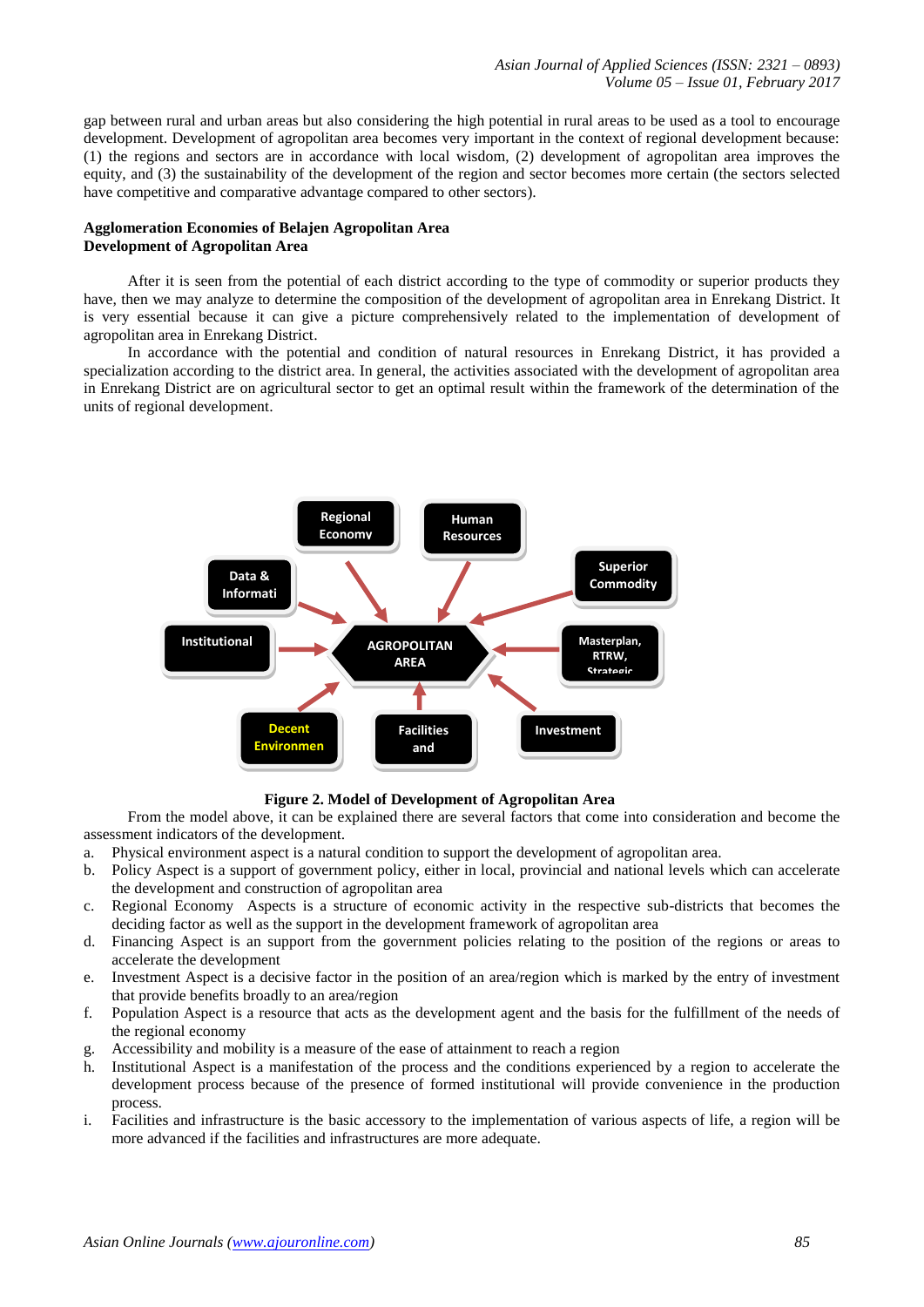gap between rural and urban areas but also considering the high potential in rural areas to be used as a tool to encourage development. Development of agropolitan area becomes very important in the context of regional development because: (1) the regions and sectors are in accordance with local wisdom, (2) development of agropolitan area improves the equity, and (3) the sustainability of the development of the region and sector becomes more certain (the sectors selected have competitive and comparative advantage compared to other sectors).

**Agglomeration Economies of Belajen Agropolitan Area**
**Development of Agropolitan Area**

After it is seen from the potential of each district according to the type of commodity or superior products they have, then we may analyze to determine the composition of the development of agropolitan area in Enrekang District. It is very essential because it can give a picture comprehensively related to the implementation of development of agropolitan area in Enrekang District.

In accordance with the potential and condition of natural resources in Enrekang District, it has provided a specialization according to the district area. In general, the activities associated with the development of agropolitan area in Enrekang District are on agricultural sector to get an optimal result within the framework of the determination of the units of regional development.

Regional Economy | Human Resources | Data & Informati | Superior Commodity | Institutional | AGROPOLITAN AREA | Masterplan, RTRW, Strategic | Decent Environmen | Facilities and | Investment

**Figure 2. Model of Development of Agropolitan Area**

From the model above, it can be explained there are several factors that come into consideration and become the assessment indicators of the development.

a. Physical environment aspect is a natural condition to support the development of agropolitan area.
b. Policy Aspect is a support of government policy, either in local, provincial and national levels which can accelerate the development and construction of agropolitan area
c. Regional Economy Aspects is a structure of economic activity in the respective sub-districts that becomes the deciding factor as well as the support in the development framework of agropolitan area
d. Financing Aspect is an support from the government policies relating to the position of the regions or areas to accelerate the development
e. Investment Aspect is a decisive factor in the position of an area/region which is marked by the entry of investment that provide benefits broadly to an area/region
f. Population Aspect is a resource that acts as the development agent and the basis for the fulfillment of the needs of the regional economy
g. Accessibility and mobility is a measure of the ease of attainment to reach a region
h. Institutional Aspect is a manifestation of the process and the conditions experienced by a region to accelerate the development process because of the presence of formed institutional will provide convenience in the production process.
i. Facilities and infrastructure is the basic accessory to the implementation of various aspects of life, a region will be more advanced if the facilities and infrastructures are more adequate.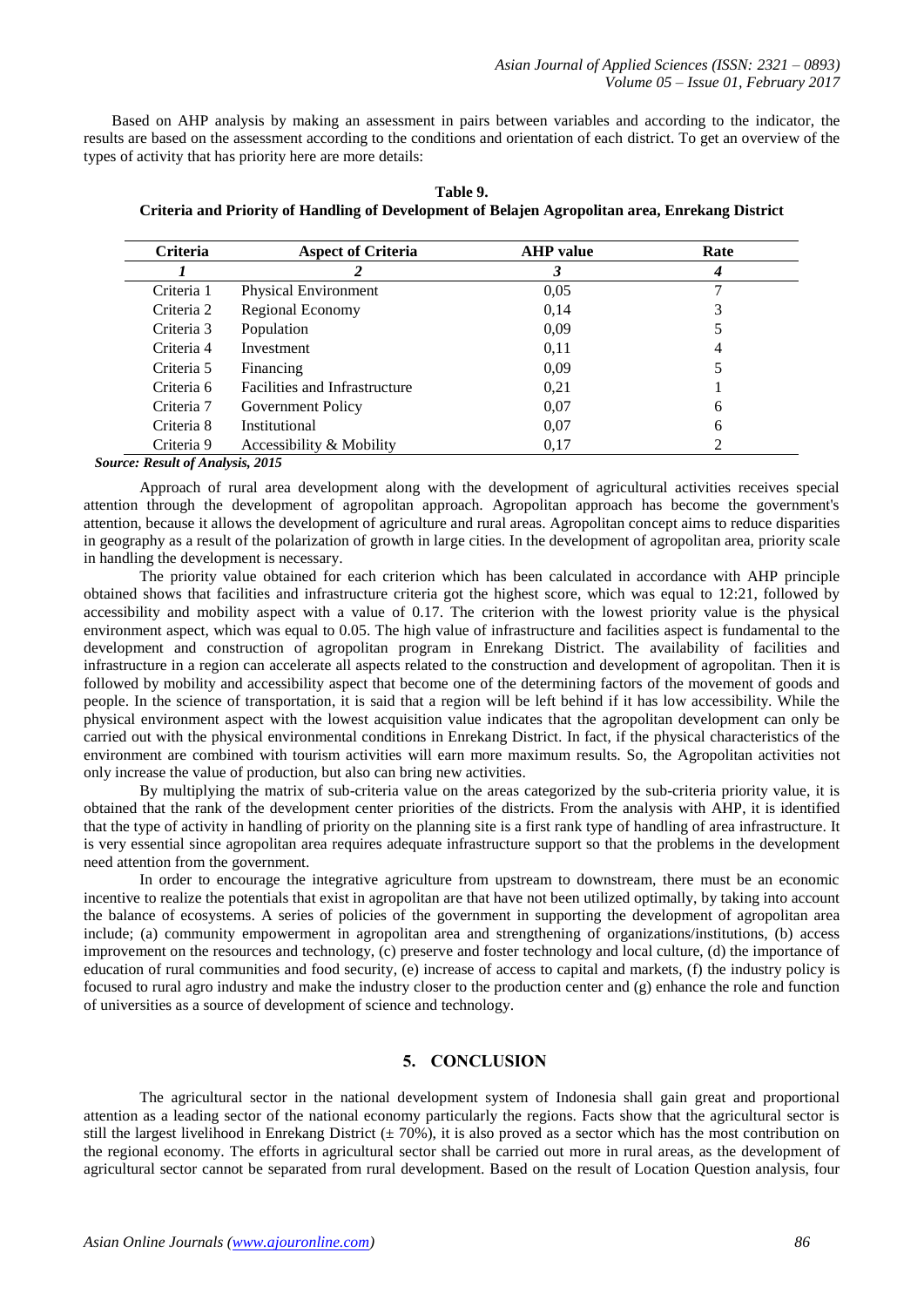Based on AHP analysis by making an assessment in pairs between variables and according to the indicator, the results are based on the assessment according to the conditions and orientation of each district. To get an overview of the types of activity that has priority here are more details:

**Table 9.**
**Criteria and Priority of Handling of Development of Belajen Agropolitan area, Enrekang District**

| Criteria | Aspect of Criteria | AHP value | Rate |
|---|---|---|---|
| *1* | *2* | *3* | *4* |
| Criteria 1 | Physical Environment | 0,05 | 7 |
| Criteria 2 | Regional Economy | 0,14 | 3 |
| Criteria 3 | Population | 0,09 | 5 |
| Criteria 4 | Investment | 0,11 | 4 |
| Criteria 5 | Financing | 0,09 | 5 |
| Criteria 6 | Facilities and Infrastructure | 0,21 | 1 |
| Criteria 7 | Government Policy | 0,07 | 6 |
| Criteria 8 | Institutional | 0,07 | 6 |
| Criteria 9 | Accessibility & Mobility | 0,17 | 2 |

***Source: Result of Analysis, 2015***

Approach of rural area development along with the development of agricultural activities receives special attention through the development of agropolitan approach. Agropolitan approach has become the government's attention, because it allows the development of agriculture and rural areas. Agropolitan concept aims to reduce disparities in geography as a result of the polarization of growth in large cities. In the development of agropolitan area, priority scale in handling the development is necessary.

The priority value obtained for each criterion which has been calculated in accordance with AHP principle obtained shows that facilities and infrastructure criteria got the highest score, which was equal to 12:21, followed by accessibility and mobility aspect with a value of 0.17. The criterion with the lowest priority value is the physical environment aspect, which was equal to 0.05. The high value of infrastructure and facilities aspect is fundamental to the development and construction of agropolitan program in Enrekang District. The availability of facilities and infrastructure in a region can accelerate all aspects related to the construction and development of agropolitan. Then it is followed by mobility and accessibility aspect that become one of the determining factors of the movement of goods and people. In the science of transportation, it is said that a region will be left behind if it has low accessibility. While the physical environment aspect with the lowest acquisition value indicates that the agropolitan development can only be carried out with the physical environmental conditions in Enrekang District. In fact, if the physical characteristics of the environment are combined with tourism activities will earn more maximum results. So, the Agropolitan activities not only increase the value of production, but also can bring new activities.

By multiplying the matrix of sub-criteria value on the areas categorized by the sub-criteria priority value, it is obtained that the rank of the development center priorities of the districts. From the analysis with AHP, it is identified that the type of activity in handling of priority on the planning site is a first rank type of handling of area infrastructure. It is very essential since agropolitan area requires adequate infrastructure support so that the problems in the development need attention from the government.

In order to encourage the integrative agriculture from upstream to downstream, there must be an economic incentive to realize the potentials that exist in agropolitan are that have not been utilized optimally, by taking into account the balance of ecosystems. A series of policies of the government in supporting the development of agropolitan area include; (a) community empowerment in agropolitan area and strengthening of organizations/institutions, (b) access improvement on the resources and technology, (c) preserve and foster technology and local culture, (d) the importance of education of rural communities and food security, (e) increase of access to capital and markets, (f) the industry policy is focused to rural agro industry and make the industry closer to the production center and (g) enhance the role and function of universities as a source of development of science and technology.

## 5. CONCLUSION

The agricultural sector in the national development system of Indonesia shall gain great and proportional attention as a leading sector of the national economy particularly the regions. Facts show that the agricultural sector is still the largest livelihood in Enrekang District (± 70%), it is also proved as a sector which has the most contribution on the regional economy. The efforts in agricultural sector shall be carried out more in rural areas, as the development of agricultural sector cannot be separated from rural development. Based on the result of Location Question analysis, four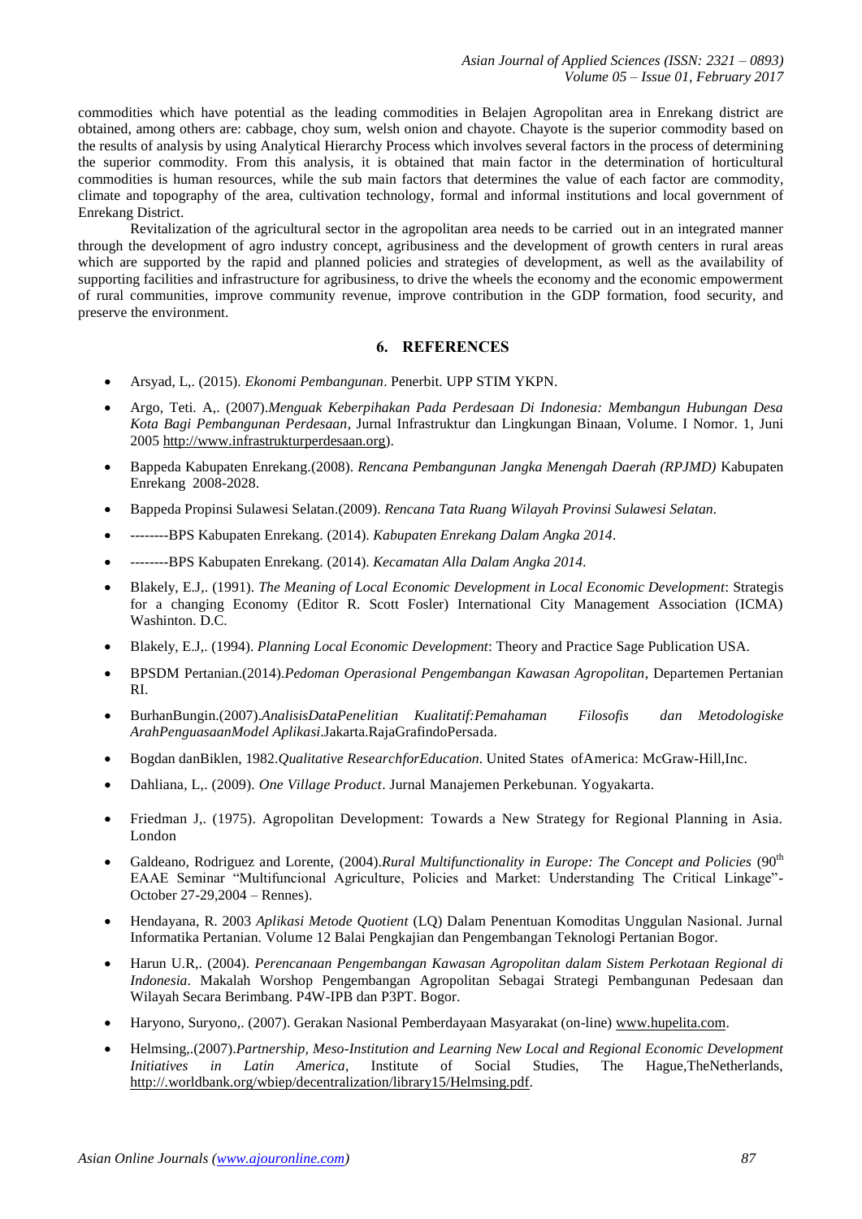commodities which have potential as the leading commodities in Belajen Agropolitan area in Enrekang district are obtained, among others are: cabbage, choy sum, welsh onion and chayote. Chayote is the superior commodity based on the results of analysis by using Analytical Hierarchy Process which involves several factors in the process of determining the superior commodity. From this analysis, it is obtained that main factor in the determination of horticultural commodities is human resources, while the sub main factors that determines the value of each factor are commodity, climate and topography of the area, cultivation technology, formal and informal institutions and local government of Enrekang District.

Revitalization of the agricultural sector in the agropolitan area needs to be carried out in an integrated manner through the development of agro industry concept, agribusiness and the development of growth centers in rural areas which are supported by the rapid and planned policies and strategies of development, as well as the availability of supporting facilities and infrastructure for agribusiness, to drive the wheels the economy and the economic empowerment of rural communities, improve community revenue, improve contribution in the GDP formation, food security, and preserve the environment.

## 6. REFERENCES

- Arsyad, L,. (2015). *Ekonomi Pembangunan*. Penerbit. UPP STIM YKPN.
- Argo, Teti. A,. (2007).*Menguak Keberpihakan Pada Perdesaan Di Indonesia: Membangun Hubungan Desa Kota Bagi Pembangunan Perdesaan*, Jurnal Infrastruktur dan Lingkungan Binaan, Volume. I Nomor. 1, Juni 2005 http://www.infrastrukturperdesaan.org).
- Bappeda Kabupaten Enrekang.(2008). *Rencana Pembangunan Jangka Menengah Daerah (RPJMD)* Kabupaten Enrekang 2008-2028.
- Bappeda Propinsi Sulawesi Selatan.(2009). *Rencana Tata Ruang Wilayah Provinsi Sulawesi Selatan.*
- --------BPS Kabupaten Enrekang. (2014). *Kabupaten Enrekang Dalam Angka 2014*.
- --------BPS Kabupaten Enrekang. (2014). *Kecamatan Alla Dalam Angka 2014*.
- Blakely, E.J,. (1991). *The Meaning of Local Economic Development in Local Economic Development*: Strategis for a changing Economy (Editor R. Scott Fosler) International City Management Association (ICMA) Washinton. D.C.
- Blakely, E.J,. (1994). *Planning Local Economic Development*: Theory and Practice Sage Publication USA.
- BPSDM Pertanian.(2014).*Pedoman Operasional Pengembangan Kawasan Agropolitan*, Departemen Pertanian RI.
- BurhanBungin.(2007).*AnalisisDataPenelitian Kualitatif:Pemahaman Filosofis dan Metodologiske ArahPenguasaanModel Aplikasi*.Jakarta.RajaGrafindoPersada.
- Bogdan danBiklen, 1982.*Qualitative ResearchforEducation*. United States ofAmerica: McGraw-Hill,Inc.
- Dahliana, L,. (2009). *One Village Product*. Jurnal Manajemen Perkebunan. Yogyakarta.
- Friedman J,. (1975). Agropolitan Development: Towards a New Strategy for Regional Planning in Asia. London
- Galdeano, Rodriguez and Lorente, (2004).*Rural Multifunctionality in Europe: The Concept and Policies* (90th EAAE Seminar "Multifuncional Agriculture, Policies and Market: Understanding The Critical Linkage"- October 27-29,2004 – Rennes).
- Hendayana, R. 2003 *Aplikasi Metode Quotient* (LQ) Dalam Penentuan Komoditas Unggulan Nasional. Jurnal Informatika Pertanian. Volume 12 Balai Pengkajian dan Pengembangan Teknologi Pertanian Bogor.
- Harun U.R,. (2004). *Perencanaan Pengembangan Kawasan Agropolitan dalam Sistem Perkotaan Regional di Indonesia*. Makalah Worshop Pengembangan Agropolitan Sebagai Strategi Pembangunan Pedesaan dan Wilayah Secara Berimbang. P4W-IPB dan P3PT. Bogor.
- Haryono, Suryono,. (2007). Gerakan Nasional Pemberdayaan Masyarakat (on-line) www.hupelita.com.
- Helmsing,.(2007).*Partnership, Meso-Institution and Learning New Local and Regional Economic Development Initiatives in Latin America*, Institute of Social Studies, The Hague,TheNetherlands, http://.worldbank.org/wbiep/decentralization/library15/Helmsing.pdf.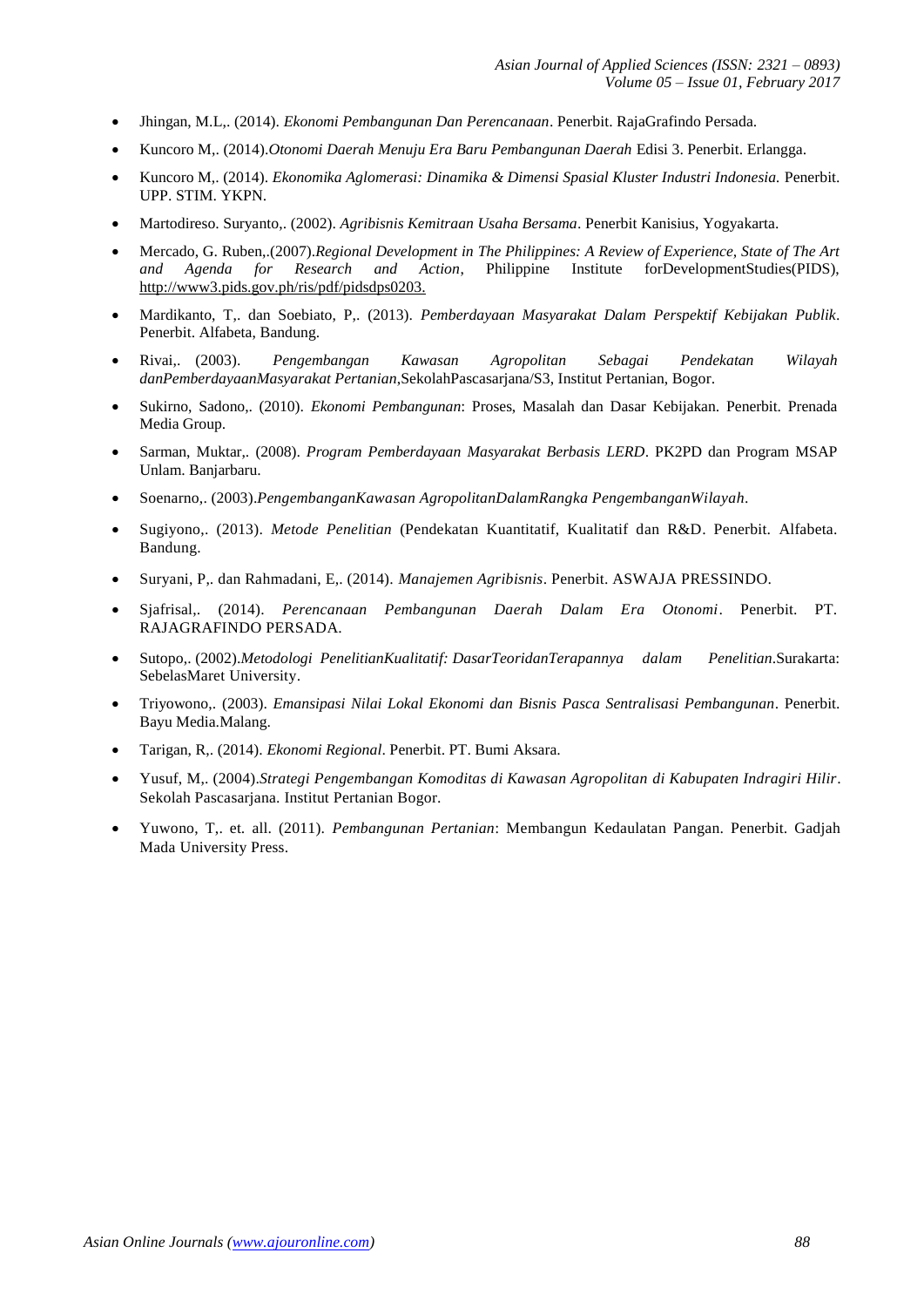- Jhingan, M.L,. (2014). *Ekonomi Pembangunan Dan Perencanaan*. Penerbit. RajaGrafindo Persada.
- Kuncoro M,. (2014).*Otonomi Daerah Menuju Era Baru Pembangunan Daerah* Edisi 3. Penerbit. Erlangga.
- Kuncoro M,. (2014). *Ekonomika Aglomerasi: Dinamika & Dimensi Spasial Kluster Industri Indonesia.* Penerbit. UPP. STIM. YKPN.
- Martodireso. Suryanto,. (2002). *Agribisnis Kemitraan Usaha Bersama*. Penerbit Kanisius, Yogyakarta.
- Mercado, G. Ruben,.(2007).*Regional Development in The Philippines: A Review of Experience, State of The Art and Agenda for Research and Action*, Philippine Institute forDevelopmentStudies(PIDS), http://www3.pids.gov.ph/ris/pdf/pidsdps0203.
- Mardikanto, T,. dan Soebiato, P,. (2013). *Pemberdayaan Masyarakat Dalam Perspektif Kebijakan Publik*. Penerbit. Alfabeta, Bandung.
- Rivai,. (2003). *Pengembangan Kawasan Agropolitan Sebagai Pendekatan Wilayah danPemberdayaanMasyarakat Pertanian*,SekolahPascasarjana/S3, Institut Pertanian, Bogor.
- Sukirno, Sadono,. (2010). *Ekonomi Pembangunan*: Proses, Masalah dan Dasar Kebijakan. Penerbit. Prenada Media Group.
- Sarman, Muktar,. (2008). *Program Pemberdayaan Masyarakat Berbasis LERD*. PK2PD dan Program MSAP Unlam. Banjarbaru.
- Soenarno,. (2003).*PengembanganKawasan AgropolitanDalamRangka PengembanganWilayah*.
- Sugiyono,. (2013). *Metode Penelitian* (Pendekatan Kuantitatif, Kualitatif dan R&D. Penerbit. Alfabeta. Bandung.
- Suryani, P,. dan Rahmadani, E,. (2014). *Manajemen Agribisnis*. Penerbit. ASWAJA PRESSINDO.
- Sjafrisal,. (2014). *Perencanaan Pembangunan Daerah Dalam Era Otonomi*. Penerbit. PT. RAJAGRAFINDO PERSADA.
- Sutopo,. (2002).*Metodologi PenelitianKualitatif: DasarTeoridanTerapannya dalam Penelitian*.Surakarta: SebelasMaret University.
- Triyowono,. (2003). *Emansipasi Nilai Lokal Ekonomi dan Bisnis Pasca Sentralisasi Pembangunan*. Penerbit. Bayu Media.Malang.
- Tarigan, R,. (2014). *Ekonomi Regional*. Penerbit. PT. Bumi Aksara.
- Yusuf, M,. (2004).*Strategi Pengembangan Komoditas di Kawasan Agropolitan di Kabupaten Indragiri Hilir*. Sekolah Pascasarjana. Institut Pertanian Bogor.
- Yuwono, T,. et. all. (2011). *Pembangunan Pertanian*: Membangun Kedaulatan Pangan. Penerbit. Gadjah Mada University Press.